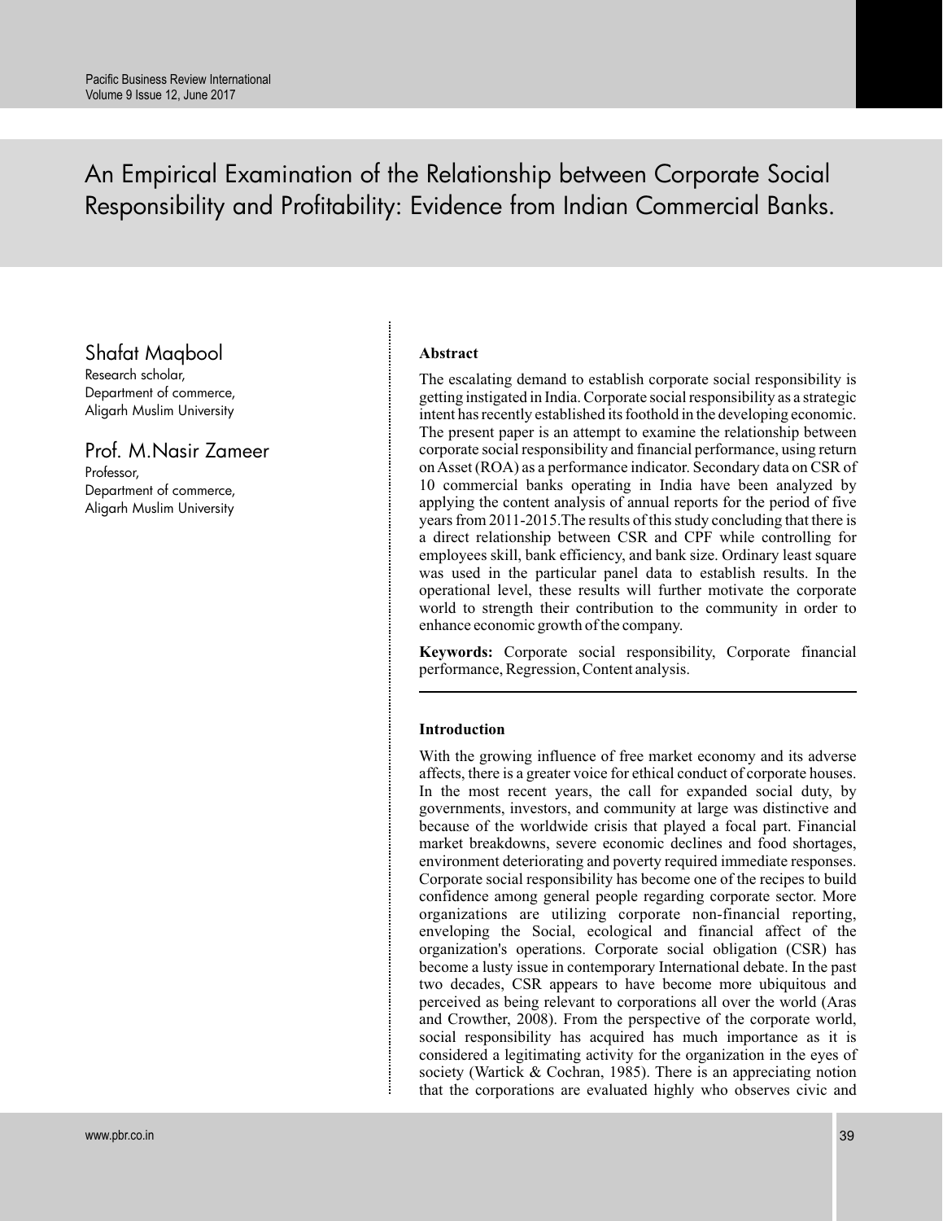# An Empirical Examination of the Relationship between Corporate Social Responsibility and Profitability: Evidence from Indian Commercial Banks.

**Shafat Maqbool**
Research scholar,
Department of commerce,
Aligarh Muslim University

**Prof. M.Nasir Zameer**
Professor,
Department of commerce,
Aligarh Muslim University

## Abstract

The escalating demand to establish corporate social responsibility is getting instigated in India. Corporate social responsibility as a strategic intent has recently established its foothold in the developing economic. The present paper is an attempt to examine the relationship between corporate social responsibility and financial performance, using return on Asset (ROA) as a performance indicator. Secondary data on CSR of 10 commercial banks operating in India have been analyzed by applying the content analysis of annual reports for the period of five years from 2011-2015.The results of this study concluding that there is a direct relationship between CSR and CPF while controlling for employees skill, bank efficiency, and bank size. Ordinary least square was used in the particular panel data to establish results. In the operational level, these results will further motivate the corporate world to strength their contribution to the community in order to enhance economic growth of the company.

**Keywords:** Corporate social responsibility, Corporate financial performance, Regression, Content analysis.

## Introduction

With the growing influence of free market economy and its adverse affects, there is a greater voice for ethical conduct of corporate houses. In the most recent years, the call for expanded social duty, by governments, investors, and community at large was distinctive and because of the worldwide crisis that played a focal part. Financial market breakdowns, severe economic declines and food shortages, environment deteriorating and poverty required immediate responses. Corporate social responsibility has become one of the recipes to build confidence among general people regarding corporate sector. More organizations are utilizing corporate non-financial reporting, enveloping the Social, ecological and financial affect of the organization's operations. Corporate social obligation (CSR) has become a lusty issue in contemporary International debate. In the past two decades, CSR appears to have become more ubiquitous and perceived as being relevant to corporations all over the world (Aras and Crowther, 2008). From the perspective of the corporate world, social responsibility has acquired has much importance as it is considered a legitimating activity for the organization in the eyes of society (Wartick & Cochran, 1985). There is an appreciating notion that the corporations are evaluated highly who observes civic and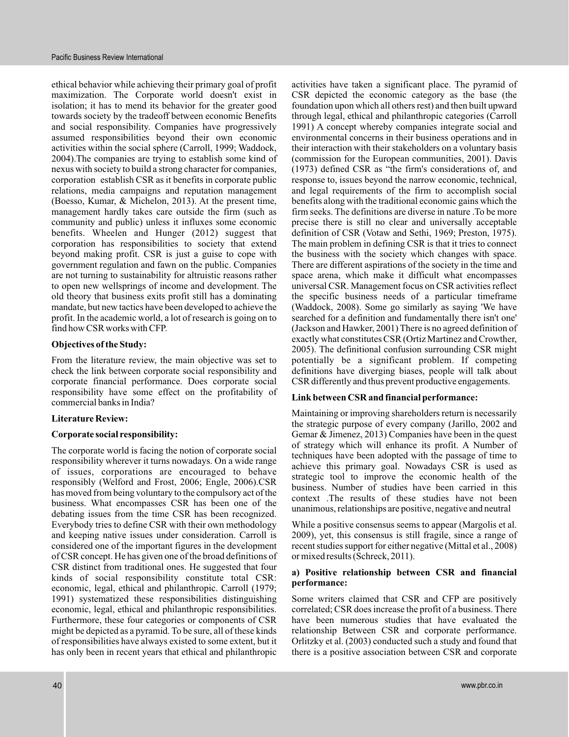ethical behavior while achieving their primary goal of profit maximization. The Corporate world doesn't exist in isolation; it has to mend its behavior for the greater good towards society by the tradeoff between economic Benefits and social responsibility. Companies have progressively assumed responsibilities beyond their own economic activities within the social sphere (Carroll, 1999; Waddock, 2004).The companies are trying to establish some kind of nexus with society to build a strong character for companies, corporation establish CSR as it benefits in corporate public relations, media campaigns and reputation management (Boesso, Kumar, & Michelon, 2013). At the present time, management hardly takes care outside the firm (such as community and public) unless it influxes some economic benefits. Wheelen and Hunger (2012) suggest that corporation has responsibilities to society that extend beyond making profit. CSR is just a guise to cope with government regulation and fawn on the public. Companies are not turning to sustainability for altruistic reasons rather to open new wellsprings of income and development. The old theory that business exits profit still has a dominating mandate, but new tactics have been developed to achieve the profit. In the academic world, a lot of research is going on to find how CSR works with CFP.

**Objectives of the Study:**

From the literature review, the main objective was set to check the link between corporate social responsibility and corporate financial performance. Does corporate social responsibility have some effect on the profitability of commercial banks in India?

**Literature Review:**

**Corporate social responsibility:**

The corporate world is facing the notion of corporate social responsibility wherever it turns nowadays. On a wide range of issues, corporations are encouraged to behave responsibly (Welford and Frost, 2006; Engle, 2006).CSR has moved from being voluntary to the compulsory act of the business. What encompasses CSR has been one of the debating issues from the time CSR has been recognized. Everybody tries to define CSR with their own methodology and keeping native issues under consideration. Carroll is considered one of the important figures in the development of CSR concept. He has given one of the broad definitions of CSR distinct from traditional ones. He suggested that four kinds of social responsibility constitute total CSR: economic, legal, ethical and philanthropic. Carroll (1979; 1991) systematized these responsibilities distinguishing economic, legal, ethical and philanthropic responsibilities. Furthermore, these four categories or components of CSR might be depicted as a pyramid. To be sure, all of these kinds of responsibilities have always existed to some extent, but it has only been in recent years that ethical and philanthropic activities have taken a significant place. The pyramid of CSR depicted the economic category as the base (the foundation upon which all others rest) and then built upward through legal, ethical and philanthropic categories (Carroll 1991) A concept whereby companies integrate social and environmental concerns in their business operations and in their interaction with their stakeholders on a voluntary basis (commission for the European communities, 2001). Davis (1973) defined CSR as "the firm's considerations of, and response to, issues beyond the narrow economic, technical, and legal requirements of the firm to accomplish social benefits along with the traditional economic gains which the firm seeks. The definitions are diverse in nature .To be more precise there is still no clear and universally acceptable definition of CSR (Votaw and Sethi, 1969; Preston, 1975). The main problem in defining CSR is that it tries to connect the business with the society which changes with space. There are different aspirations of the society in the time and space arena, which make it difficult what encompasses universal CSR. Management focus on CSR activities reflect the specific business needs of a particular timeframe (Waddock, 2008). Some go similarly as saying 'We have searched for a definition and fundamentally there isn't one' (Jackson and Hawker, 2001) There is no agreed definition of exactly what constitutes CSR (Ortiz Martinez and Crowther, 2005). The definitional confusion surrounding CSR might potentially be a significant problem. If competing definitions have diverging biases, people will talk about CSR differently and thus prevent productive engagements.

**Link between CSR and financial performance:**

Maintaining or improving shareholders return is necessarily the strategic purpose of every company (Jarillo, 2002 and Gemar & Jimenez, 2013) Companies have been in the quest of strategy which will enhance its profit. A Number of techniques have been adopted with the passage of time to achieve this primary goal. Nowadays CSR is used as strategic tool to improve the economic health of the business. Number of studies have been carried in this context .The results of these studies have not been unanimous, relationships are positive, negative and neutral

While a positive consensus seems to appear (Margolis et al. 2009), yet, this consensus is still fragile, since a range of recent studies support for either negative (Mittal et al., 2008) or mixed results (Schreck, 2011).

**a) Positive relationship between CSR and financial performance:**

Some writers claimed that CSR and CFP are positively correlated; CSR does increase the profit of a business. There have been numerous studies that have evaluated the relationship Between CSR and corporate performance. Orlitzky et al. (2003) conducted such a study and found that there is a positive association between CSR and corporate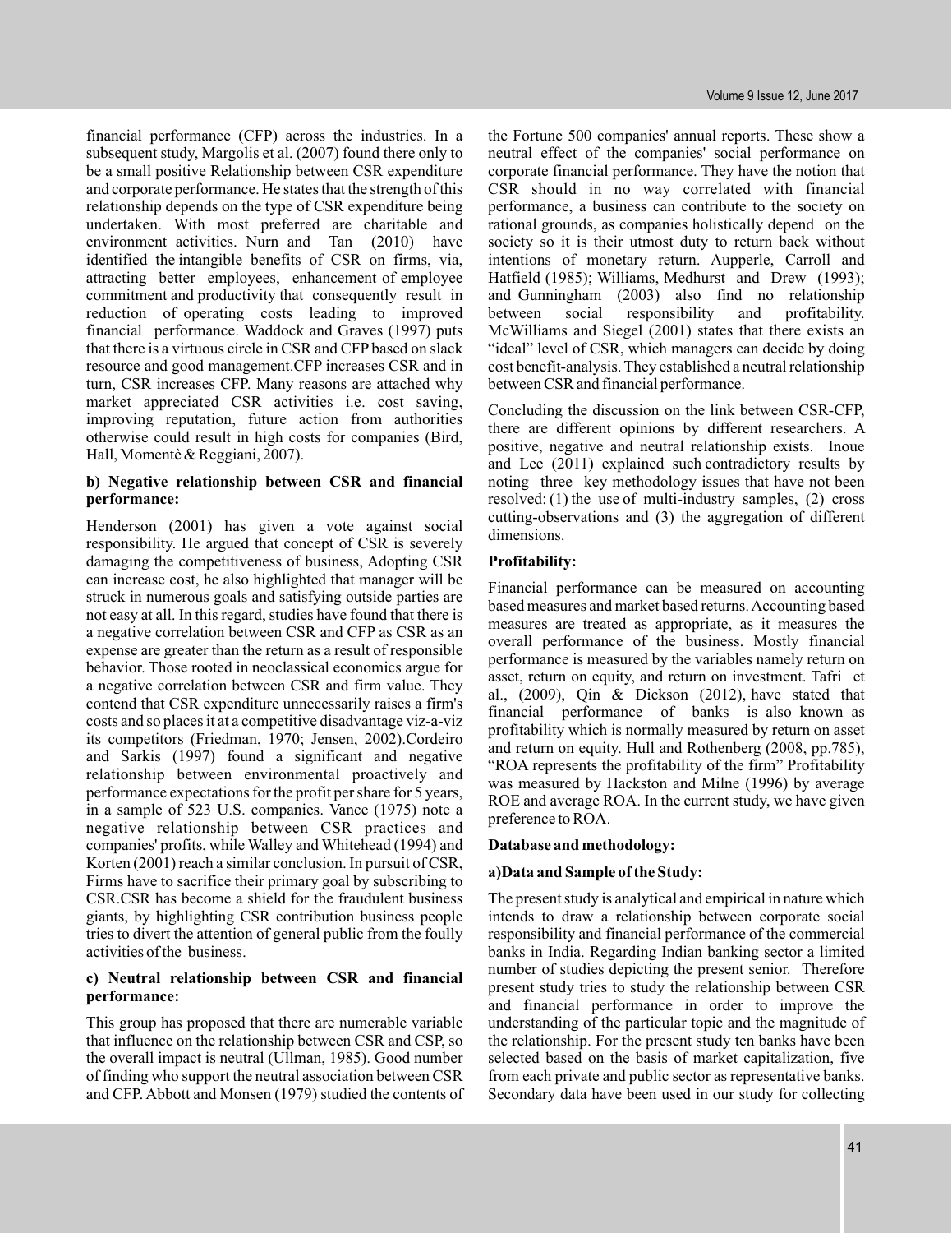financial performance (CFP) across the industries. In a subsequent study, Margolis et al. (2007) found there only to be a small positive Relationship between CSR expenditure and corporate performance. He states that the strength of this relationship depends on the type of CSR expenditure being undertaken. With most preferred are charitable and environment activities. Nurn and Tan (2010) have identified the intangible benefits of CSR on firms, via, attracting better employees, enhancement of employee commitment and productivity that consequently result in reduction of operating costs leading to improved financial performance. Waddock and Graves (1997) puts that there is a virtuous circle in CSR and CFP based on slack resource and good management.CFP increases CSR and in turn, CSR increases CFP. Many reasons are attached why market appreciated CSR activities i.e. cost saving, improving reputation, future action from authorities otherwise could result in high costs for companies (Bird, Hall, Momentè & Reggiani, 2007).

**b) Negative relationship between CSR and financial performance:**

Henderson (2001) has given a vote against social responsibility. He argued that concept of CSR is severely damaging the competitiveness of business, Adopting CSR can increase cost, he also highlighted that manager will be struck in numerous goals and satisfying outside parties are not easy at all. In this regard, studies have found that there is a negative correlation between CSR and CFP as CSR as an expense are greater than the return as a result of responsible behavior. Those rooted in neoclassical economics argue for a negative correlation between CSR and firm value. They contend that CSR expenditure unnecessarily raises a firm's costs and so places it at a competitive disadvantage viz-a-viz its competitors (Friedman, 1970; Jensen, 2002).Cordeiro and Sarkis (1997) found a significant and negative relationship between environmental proactively and performance expectations for the profit per share for 5 years, in a sample of 523 U.S. companies. Vance (1975) note a negative relationship between CSR practices and companies' profits, while Walley and Whitehead (1994) and Korten (2001) reach a similar conclusion. In pursuit of CSR, Firms have to sacrifice their primary goal by subscribing to CSR.CSR has become a shield for the fraudulent business giants, by highlighting CSR contribution business people tries to divert the attention of general public from the foully activities of the business.

**c) Neutral relationship between CSR and financial performance:**

This group has proposed that there are numerable variable that influence on the relationship between CSR and CSP, so the overall impact is neutral (Ullman, 1985). Good number of finding who support the neutral association between CSR and CFP. Abbott and Monsen (1979) studied the contents of the Fortune 500 companies' annual reports. These show a neutral effect of the companies' social performance on corporate financial performance. They have the notion that CSR should in no way correlated with financial performance, a business can contribute to the society on rational grounds, as companies holistically depend on the society so it is their utmost duty to return back without intentions of monetary return. Aupperle, Carroll and Hatfield (1985); Williams, Medhurst and Drew (1993); and Gunningham (2003) also find no relationship between social responsibility and profitability. McWilliams and Siegel (2001) states that there exists an "ideal" level of CSR, which managers can decide by doing cost benefit-analysis. They established a neutral relationship between CSR and financial performance.

Concluding the discussion on the link between CSR-CFP, there are different opinions by different researchers. A positive, negative and neutral relationship exists. Inoue and Lee (2011) explained such contradictory results by noting three key methodology issues that have not been resolved: (1) the use of multi-industry samples, (2) cross cutting-observations and (3) the aggregation of different dimensions.

**Profitability:**

Financial performance can be measured on accounting based measures and market based returns. Accounting based measures are treated as appropriate, as it measures the overall performance of the business. Mostly financial performance is measured by the variables namely return on asset, return on equity, and return on investment. Tafri et al., (2009), Qin & Dickson (2012), have stated that financial performance of banks is also known as profitability which is normally measured by return on asset and return on equity. Hull and Rothenberg (2008, pp.785), "ROA represents the profitability of the firm" Profitability was measured by Hackston and Milne (1996) by average ROE and average ROA. In the current study, we have given preference to ROA.

**Database and methodology:**

**a)Data and Sample of the Study:**

The present study is analytical and empirical in nature which intends to draw a relationship between corporate social responsibility and financial performance of the commercial banks in India. Regarding Indian banking sector a limited number of studies depicting the present senior. Therefore present study tries to study the relationship between CSR and financial performance in order to improve the understanding of the particular topic and the magnitude of the relationship. For the present study ten banks have been selected based on the basis of market capitalization, five from each private and public sector as representative banks. Secondary data have been used in our study for collecting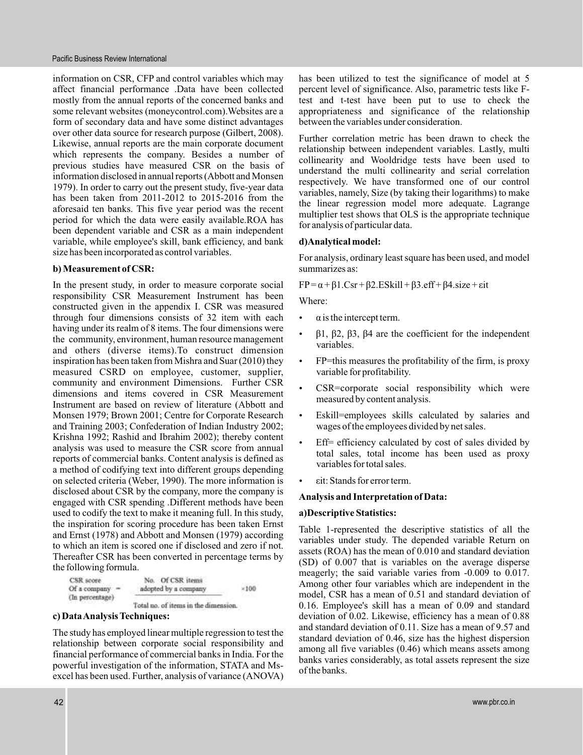information on CSR, CFP and control variables which may affect financial performance .Data have been collected mostly from the annual reports of the concerned banks and some relevant websites (moneycontrol.com).Websites are a form of secondary data and have some distinct advantages over other data source for research purpose (Gilbert, 2008). Likewise, annual reports are the main corporate document which represents the company. Besides a number of previous studies have measured CSR on the basis of information disclosed in annual reports (Abbott and Monsen 1979). In order to carry out the present study, five-year data has been taken from 2011-2012 to 2015-2016 from the aforesaid ten banks. This five year period was the recent period for which the data were easily available.ROA has been dependent variable and CSR as a main independent variable, while employee's skill, bank efficiency, and bank size has been incorporated as control variables.

**b) Measurement of CSR:**

In the present study, in order to measure corporate social responsibility CSR Measurement Instrument has been constructed given in the appendix I. CSR was measured through four dimensions consists of 32 item with each having under its realm of 8 items. The four dimensions were the community, environment, human resource management and others (diverse items).To construct dimension inspiration has been taken from Mishra and Suar (2010) they measured CSRD on employee, customer, supplier, community and environment Dimensions. Further CSR dimensions and items covered in CSR Measurement Instrument are based on review of literature (Abbott and Monsen 1979; Brown 2001; Centre for Corporate Research and Training 2003; Confederation of Indian Industry 2002; Krishna 1992; Rashid and Ibrahim 2002); thereby content analysis was used to measure the CSR score from annual reports of commercial banks. Content analysis is defined as a method of codifying text into different groups depending on selected criteria (Weber, 1990). The more information is disclosed about CSR by the company, more the company is engaged with CSR spending .Different methods have been used to codify the text to make it meaning full. In this study, the inspiration for scoring procedure has been taken Ernst and Ernst (1978) and Abbott and Monsen (1979) according to which an item is scored one if disclosed and zero if not. Thereafter CSR has been converted in percentage terms by the following formula.

$$\text{CSR score Of a company (In percentage)} = \frac{\text{No. Of CSR items adopted by a company}}{\text{Total no. of items in the dimension.}} \times 100$$

**c) Data Analysis Techniques:**

The study has employed linear multiple regression to test the relationship between corporate social responsibility and financial performance of commercial banks in India. For the powerful investigation of the information, STATA and Ms-excel has been used. Further, analysis of variance (ANOVA) has been utilized to test the significance of model at 5 percent level of significance. Also, parametric tests like F-test and t-test have been put to use to check the appropriateness and significance of the relationship between the variables under consideration.

Further correlation metric has been drawn to check the relationship between independent variables. Lastly, multi collinearity and Wooldridge tests have been used to understand the multi collinearity and serial correlation respectively. We have transformed one of our control variables, namely, Size (by taking their logarithms) to make the linear regression model more adequate. Lagrange multiplier test shows that OLS is the appropriate technique for analysis of particular data.

**d) Analytical model:**

For analysis, ordinary least square has been used, and model summarizes as:

$$FP = \alpha + \beta 1.Csr + \beta 2.ESkill + \beta 3.eff + \beta 4.size + \varepsilon it$$

Where:

- $\alpha$ is the intercept term.
- $\beta 1$, $\beta 2$, $\beta 3$, $\beta 4$ are the coefficient for the independent variables.
- FP=this measures the profitability of the firm, is proxy variable for profitability.
- CSR=corporate social responsibility which were measured by content analysis.
- Eskill=employees skills calculated by salaries and wages of the employees divided by net sales.
- Eff= efficiency calculated by cost of sales divided by total sales, total income has been used as proxy variables for total sales.
- $\varepsilon it$: Stands for error term.

**Analysis and Interpretation of Data:**

**a) Descriptive Statistics:**

Table 1-represented the descriptive statistics of all the variables under study. The depended variable Return on assets (ROA) has the mean of 0.010 and standard deviation (SD) of 0.007 that is variables on the average disperse meagerly; the said variable varies from -0.009 to 0.017. Among other four variables which are independent in the model, CSR has a mean of 0.51 and standard deviation of 0.16. Employee's skill has a mean of 0.09 and standard deviation of 0.02. Likewise, efficiency has a mean of 0.88 and standard deviation of 0.11. Size has a mean of 9.57 and standard deviation of 0.46, size has the highest dispersion among all five variables (0.46) which means assets among banks varies considerably, as total assets represent the size of the banks.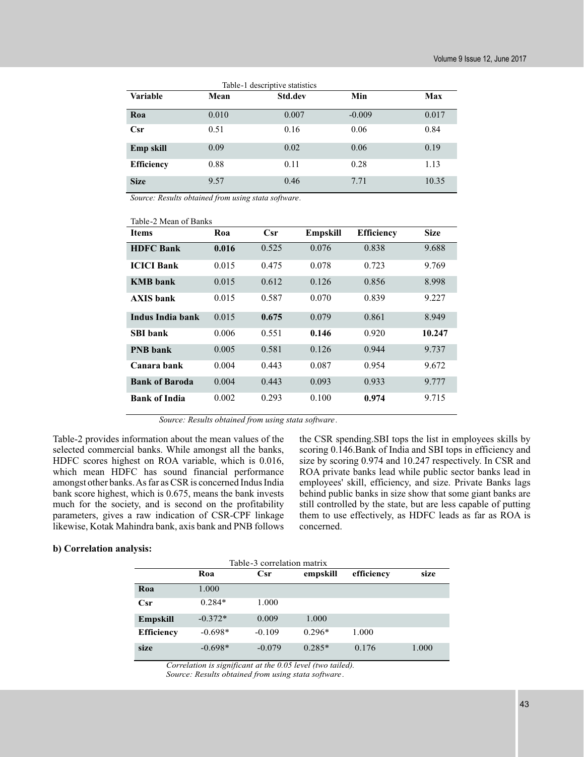Table-1 descriptive statistics

| Variable | Mean | Std.dev | Min | Max |
|---|---|---|---|---|
| **Roa** | 0.010 | 0.007 | -0.009 | 0.017 |
| **Csr** | 0.51 | 0.16 | 0.06 | 0.84 |
| **Emp skill** | 0.09 | 0.02 | 0.06 | 0.19 |
| **Efficiency** | 0.88 | 0.11 | 0.28 | 1.13 |
| **Size** | 9.57 | 0.46 | 7.71 | 10.35 |

*Source: Results obtained from using stata software.*

Table-2 Mean of Banks

| Items | Roa | Csr | Empskill | Efficiency | Size |
|---|---|---|---|---|---|
| **HDFC Bank** | **0.016** | 0.525 | 0.076 | 0.838 | 9.688 |
| **ICICI Bank** | 0.015 | 0.475 | 0.078 | 0.723 | 9.769 |
| **KMB bank** | 0.015 | 0.612 | 0.126 | 0.856 | 8.998 |
| **AXIS bank** | 0.015 | 0.587 | 0.070 | 0.839 | 9.227 |
| **Indus India bank** | 0.015 | **0.675** | 0.079 | 0.861 | 8.949 |
| **SBI bank** | 0.006 | 0.551 | **0.146** | 0.920 | **10.247** |
| **PNB bank** | 0.005 | 0.581 | 0.126 | 0.944 | 9.737 |
| **Canara bank** | 0.004 | 0.443 | 0.087 | 0.954 | 9.672 |
| **Bank of Baroda** | 0.004 | 0.443 | 0.093 | 0.933 | 9.777 |
| **Bank of India** | 0.002 | 0.293 | 0.100 | **0.974** | 9.715 |

*Source: Results obtained from using stata software.*

Table-2 provides information about the mean values of the selected commercial banks. While amongst all the banks, HDFC scores highest on ROA variable, which is 0.016, which mean HDFC has sound financial performance amongst other banks. As far as CSR is concerned Indus India bank score highest, which is 0.675, means the bank invests much for the society, and is second on the profitability parameters, gives a raw indication of CSR-CPF linkage likewise, Kotak Mahindra bank, axis bank and PNB follows the CSR spending.SBI tops the list in employees skills by scoring 0.146.Bank of India and SBI tops in efficiency and size by scoring 0.974 and 10.247 respectively. In CSR and ROA private banks lead while public sector banks lead in employees' skill, efficiency, and size. Private Banks lags behind public banks in size show that some giant banks are still controlled by the state, but are less capable of putting them to use effectively, as HDFC leads as far as ROA is concerned.

**b) Correlation analysis:**

Table-3 correlation matrix

| | Roa | Csr | empskill | efficiency | size |
|---|---|---|---|---|---|
| **Roa** | 1.000 | | | | |
| **Csr** | 0.284* | 1.000 | | | |
| **Empskill** | -0.372* | 0.009 | 1.000 | | |
| **Efficiency** | -0.698* | -0.109 | 0.296* | 1.000 | |
| **size** | -0.698* | -0.079 | 0.285* | 0.176 | 1.000 |

*Correlation is significant at the 0.05 level (two tailed).*
*Source: Results obtained from using stata software.*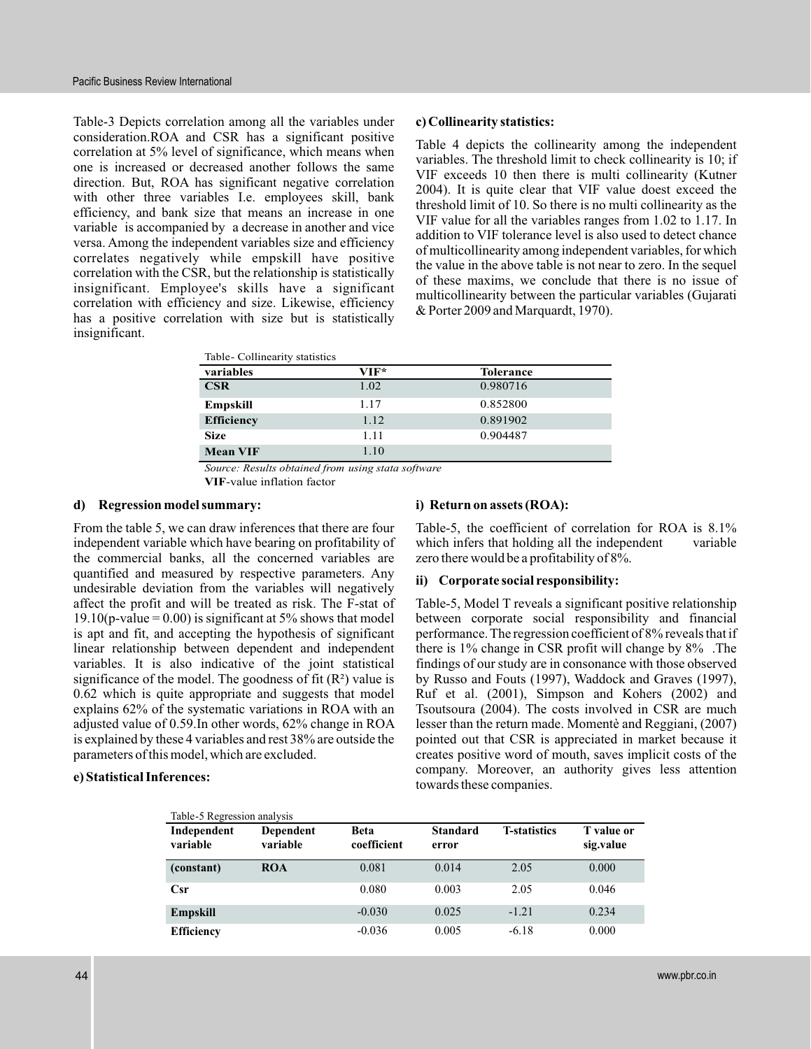Table-3 Depicts correlation among all the variables under consideration.ROA and CSR has a significant positive correlation at 5% level of significance, which means when one is increased or decreased another follows the same direction. But, ROA has significant negative correlation with other three variables I.e. employees skill, bank efficiency, and bank size that means an increase in one variable is accompanied by a decrease in another and vice versa. Among the independent variables size and efficiency correlates negatively while empskill have positive correlation with the CSR, but the relationship is statistically insignificant. Employee's skills have a significant correlation with efficiency and size. Likewise, efficiency has a positive correlation with size but is statistically insignificant.

**c) Collinearity statistics:**

Table 4 depicts the collinearity among the independent variables. The threshold limit to check collinearity is 10; if VIF exceeds 10 then there is multi collinearity (Kutner 2004). It is quite clear that VIF value doest exceed the threshold limit of 10. So there is no multi collinearity as the VIF value for all the variables ranges from 1.02 to 1.17. In addition to VIF tolerance level is also used to detect chance of multicollinearity among independent variables, for which the value in the above table is not near to zero. In the sequel of these maxims, we conclude that there is no issue of multicollinearity between the particular variables (Gujarati & Porter 2009 and Marquardt, 1970).

Table- Collinearity statistics

| variables | VIF* | Tolerance |
|---|---|---|
| **CSR** | 1.02 | 0.980716 |
| **Empskill** | 1.17 | 0.852800 |
| **Efficiency** | 1.12 | 0.891902 |
| **Size** | 1.11 | 0.904487 |
| **Mean VIF** | 1.10 | |

*Source: Results obtained from using stata software*

**VIF**-value inflation factor

**d) Regression model summary:**

From the table 5, we can draw inferences that there are four independent variable which have bearing on profitability of the commercial banks, all the concerned variables are quantified and measured by respective parameters. Any undesirable deviation from the variables will negatively affect the profit and will be treated as risk. The F-stat of 19.10(p-value = 0.00) is significant at 5% shows that model is apt and fit, and accepting the hypothesis of significant linear relationship between dependent and independent variables. It is also indicative of the joint statistical significance of the model. The goodness of fit ($R^2$) value is 0.62 which is quite appropriate and suggests that model explains 62% of the systematic variations in ROA with an adjusted value of 0.59.In other words, 62% change in ROA is explained by these 4 variables and rest 38% are outside the parameters of this model, which are excluded.

**e) Statistical Inferences:**

**i) Return on assets (ROA):**

Table-5, the coefficient of correlation for ROA is 8.1% which infers that holding all the independent variable zero there would be a profitability of 8%.

**ii) Corporate social responsibility:**

Table-5, Model T reveals a significant positive relationship between corporate social responsibility and financial performance. The regression coefficient of 8% reveals that if there is 1% change in CSR profit will change by 8% .The findings of our study are in consonance with those observed by Russo and Fouts (1997), Waddock and Graves (1997), Ruf et al. (2001), Simpson and Kohers (2002) and Tsoutsoura (2004). The costs involved in CSR are much lesser than the return made. Momentè and Reggiani, (2007) pointed out that CSR is appreciated in market because it creates positive word of mouth, saves implicit costs of the company. Moreover, an authority gives less attention towards these companies.

Table-5 Regression analysis

| Independent variable | Dependent variable | Beta coefficient | Standard error | T-statistics | T value or sig.value |
|---|---|---|---|---|---|
| **(constant)** | **ROA** | 0.081 | 0.014 | 2.05 | 0.000 |
| **Csr** | | 0.080 | 0.003 | 2.05 | 0.046 |
| **Empskill** | | -0.030 | 0.025 | -1.21 | 0.234 |
| **Efficiency** | | -0.036 | 0.005 | -6.18 | 0.000 |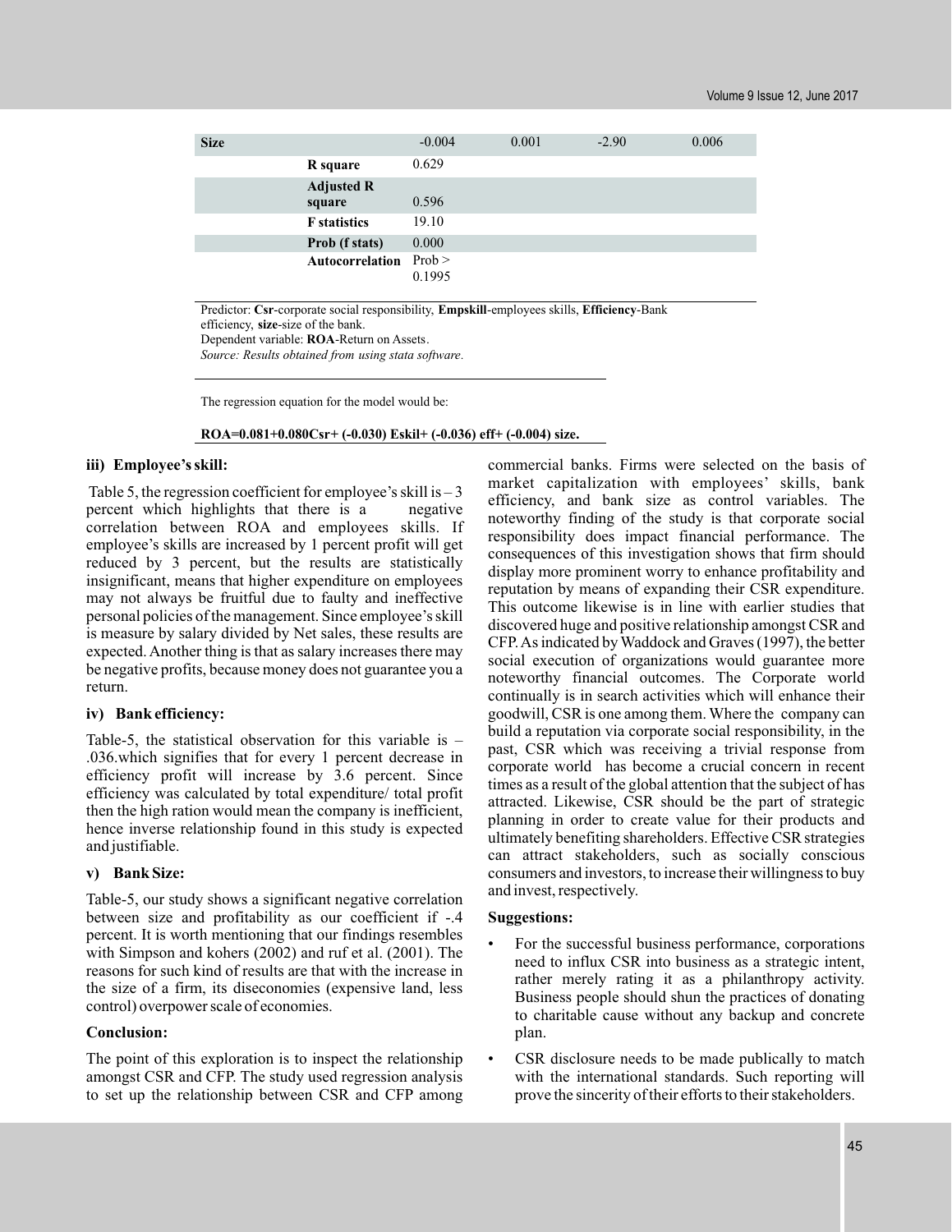| Size | | -0.004 | 0.001 | -2.90 | 0.006 |
|---|---|---|---|---|---|
| | R square | 0.629 | | | |
| | Adjusted R square | 0.596 | | | |
| | F statistics | 19.10 | | | |
| | Prob (f stats) | 0.000 | | | |
| | Autocorrelation | Prob > 0.1995 | | | |

Predictor: **Csr**-corporate social responsibility, **Empskill**-employees skills, **Efficiency**-Bank efficiency, **size**-size of the bank.
Dependent variable: **ROA**-Return on Assets.
*Source: Results obtained from using stata software.*

The regression equation for the model would be:

**ROA=0.081+0.080Csr+ (-0.030) Eskil+ (-0.036) eff+ (-0.004) size.**

### iii) Employee's skill:

Table 5, the regression coefficient for employee's skill is – 3 percent which highlights that there is a negative correlation between ROA and employees skills. If employee's skills are increased by 1 percent profit will get reduced by 3 percent, but the results are statistically insignificant, means that higher expenditure on employees may not always be fruitful due to faulty and ineffective personal policies of the management. Since employee's skill is measure by salary divided by Net sales, these results are expected. Another thing is that as salary increases there may be negative profits, because money does not guarantee you a return.

### iv) Bank efficiency:

Table-5, the statistical observation for this variable is – .036.which signifies that for every 1 percent decrease in efficiency profit will increase by 3.6 percent. Since efficiency was calculated by total expenditure/ total profit then the high ration would mean the company is inefficient, hence inverse relationship found in this study is expected and justifiable.

### v) Bank Size:

Table-5, our study shows a significant negative correlation between size and profitability as our coefficient if -.4 percent. It is worth mentioning that our findings resembles with Simpson and kohers (2002) and ruf et al. (2001). The reasons for such kind of results are that with the increase in the size of a firm, its diseconomies (expensive land, less control) overpower scale of economies.

### Conclusion:

The point of this exploration is to inspect the relationship amongst CSR and CFP. The study used regression analysis to set up the relationship between CSR and CFP among commercial banks. Firms were selected on the basis of market capitalization with employees' skills, bank efficiency, and bank size as control variables. The noteworthy finding of the study is that corporate social responsibility does impact financial performance. The consequences of this investigation shows that firm should display more prominent worry to enhance profitability and reputation by means of expanding their CSR expenditure. This outcome likewise is in line with earlier studies that discovered huge and positive relationship amongst CSR and CFP. As indicated by Waddock and Graves (1997), the better social execution of organizations would guarantee more noteworthy financial outcomes. The Corporate world continually is in search activities which will enhance their goodwill, CSR is one among them. Where the company can build a reputation via corporate social responsibility, in the past, CSR which was receiving a trivial response from corporate world has become a crucial concern in recent times as a result of the global attention that the subject of has attracted. Likewise, CSR should be the part of strategic planning in order to create value for their products and ultimately benefiting shareholders. Effective CSR strategies can attract stakeholders, such as socially conscious consumers and investors, to increase their willingness to buy and invest, respectively.

### Suggestions:

- For the successful business performance, corporations need to influx CSR into business as a strategic intent, rather merely rating it as a philanthropy activity. Business people should shun the practices of donating to charitable cause without any backup and concrete plan.
- CSR disclosure needs to be made publically to match with the international standards. Such reporting will prove the sincerity of their efforts to their stakeholders.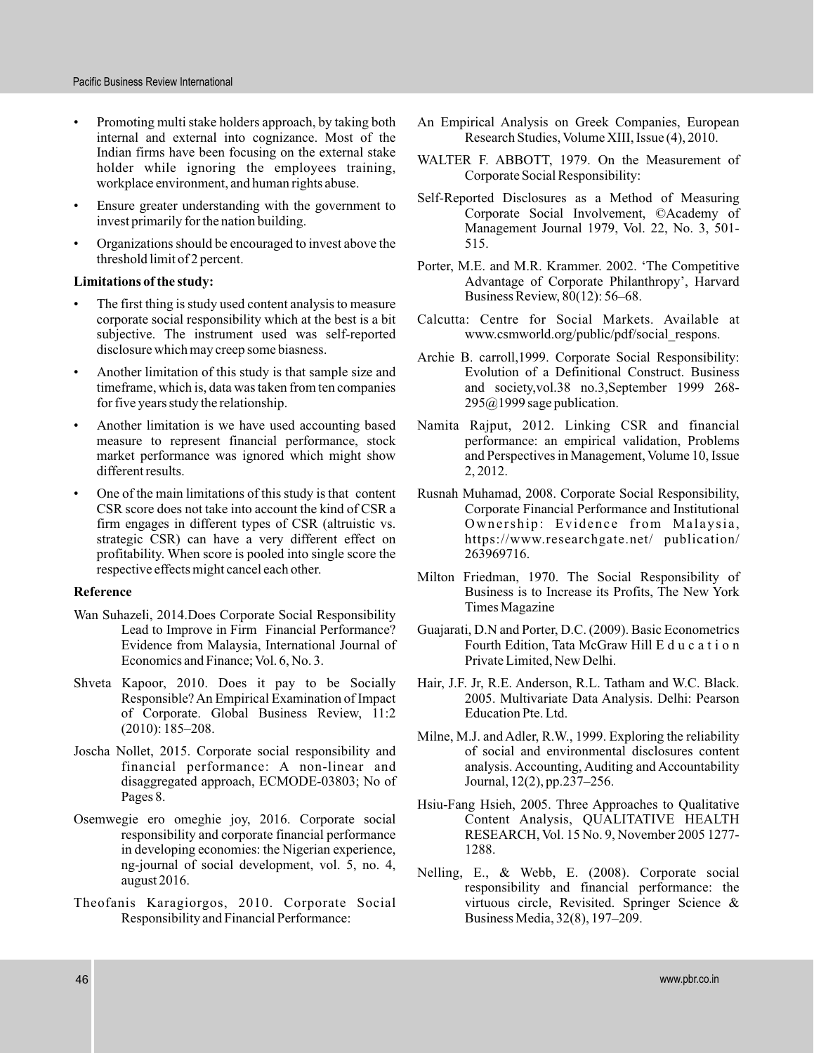- Promoting multi stake holders approach, by taking both internal and external into cognizance. Most of the Indian firms have been focusing on the external stake holder while ignoring the employees training, workplace environment, and human rights abuse.
- Ensure greater understanding with the government to invest primarily for the nation building.
- Organizations should be encouraged to invest above the threshold limit of 2 percent.

**Limitations of the study:**

- The first thing is study used content analysis to measure corporate social responsibility which at the best is a bit subjective. The instrument used was self-reported disclosure which may creep some biasness.
- Another limitation of this study is that sample size and timeframe, which is, data was taken from ten companies for five years study the relationship.
- Another limitation is we have used accounting based measure to represent financial performance, stock market performance was ignored which might show different results.
- One of the main limitations of this study is that content CSR score does not take into account the kind of CSR a firm engages in different types of CSR (altruistic vs. strategic CSR) can have a very different effect on profitability. When score is pooled into single score the respective effects might cancel each other.

**Reference**

Wan Suhazeli, 2014.Does Corporate Social Responsibility Lead to Improve in Firm Financial Performance? Evidence from Malaysia, International Journal of Economics and Finance; Vol. 6, No. 3.

Shveta Kapoor, 2010. Does it pay to be Socially Responsible? An Empirical Examination of Impact of Corporate. Global Business Review, 11:2 (2010): 185–208.

Joscha Nollet, 2015. Corporate social responsibility and financial performance: A non-linear and disaggregated approach, ECMODE-03803; No of Pages 8.

Osemwegie ero omeghie joy, 2016. Corporate social responsibility and corporate financial performance in developing economies: the Nigerian experience, ng-journal of social development, vol. 5, no. 4, august 2016.

Theofanis Karagiorgos, 2010. Corporate Social Responsibility and Financial Performance: An Empirical Analysis on Greek Companies, European Research Studies, Volume XIII, Issue (4), 2010.

WALTER F. ABBOTT, 1979. On the Measurement of Corporate Social Responsibility:

Self-Reported Disclosures as a Method of Measuring Corporate Social Involvement, ©Academy of Management Journal 1979, Vol. 22, No. 3, 501-515.

Porter, M.E. and M.R. Krammer. 2002. 'The Competitive Advantage of Corporate Philanthropy', Harvard Business Review, 80(12): 56–68.

Calcutta: Centre for Social Markets. Available at www.csmworld.org/public/pdf/social_respons.

Archie B. carroll,1999. Corporate Social Responsibility: Evolution of a Definitional Construct. Business and society,vol.38 no.3,September 1999 268-295@1999 sage publication.

Namita Rajput, 2012. Linking CSR and financial performance: an empirical validation, Problems and Perspectives in Management, Volume 10, Issue 2, 2012.

Rusnah Muhamad, 2008. Corporate Social Responsibility, Corporate Financial Performance and Institutional Ownership: Evidence from Malaysia, https://www.researchgate.net/ publication/ 263969716.

Milton Friedman, 1970. The Social Responsibility of Business is to Increase its Profits, The New York Times Magazine

Guajarati, D.N and Porter, D.C. (2009). Basic Econometrics Fourth Edition, Tata McGraw Hill Education Private Limited, New Delhi.

Hair, J.F. Jr, R.E. Anderson, R.L. Tatham and W.C. Black. 2005. Multivariate Data Analysis. Delhi: Pearson Education Pte. Ltd.

Milne, M.J. and Adler, R.W., 1999. Exploring the reliability of social and environmental disclosures content analysis. Accounting, Auditing and Accountability Journal, 12(2), pp.237–256.

Hsiu-Fang Hsieh, 2005. Three Approaches to Qualitative Content Analysis, QUALITATIVE HEALTH RESEARCH, Vol. 15 No. 9, November 2005 1277-1288.

Nelling, E., & Webb, E. (2008). Corporate social responsibility and financial performance: the virtuous circle, Revisited. Springer Science & Business Media, 32(8), 197–209.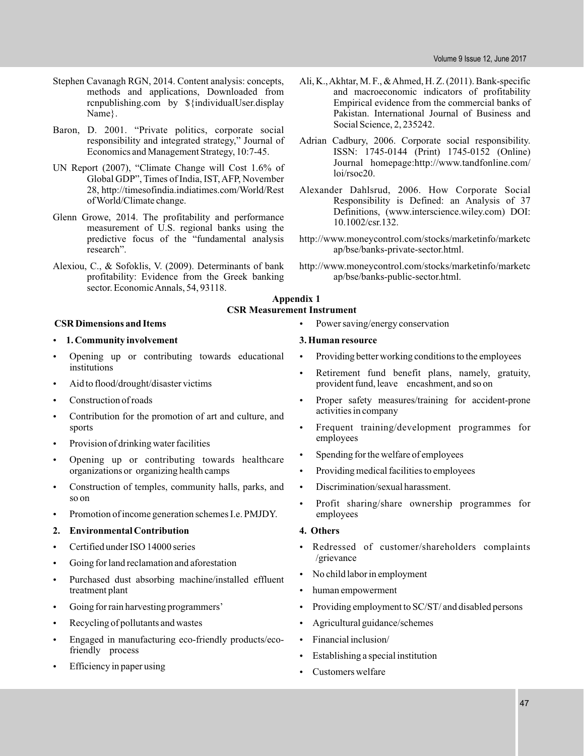Stephen Cavanagh RGN, 2014. Content analysis: concepts, methods and applications, Downloaded from rcnpublishing.com by ${individualUser.display Name}.

Baron, D. 2001. "Private politics, corporate social responsibility and integrated strategy," Journal of Economics and Management Strategy, 10:7-45.

UN Report (2007), "Climate Change will Cost 1.6% of Global GDP", Times of India, IST, AFP, November 28, http://timesofindia.indiatimes.com/World/Rest of World/Climate change.

Glenn Growe, 2014. The profitability and performance measurement of U.S. regional banks using the predictive focus of the "fundamental analysis research".

Alexiou, C., & Sofoklis, V. (2009). Determinants of bank profitability: Evidence from the Greek banking sector. Economic Annals, 54, 93118.

Ali, K., Akhtar, M. F., & Ahmed, H. Z. (2011). Bank-specific and macroeconomic indicators of profitability Empirical evidence from the commercial banks of Pakistan. International Journal of Business and Social Science, 2, 235242.

Adrian Cadbury, 2006. Corporate social responsibility. ISSN: 1745-0144 (Print) 1745-0152 (Online) Journal homepage:http://www.tandfonline.com/loi/rsoc20.

Alexander Dahlsrud, 2006. How Corporate Social Responsibility is Defined: an Analysis of 37 Definitions, (www.interscience.wiley.com) DOI: 10.1002/csr.132.

http://www.moneycontrol.com/stocks/marketinfo/marketcap/bse/banks-private-sector.html.

http://www.moneycontrol.com/stocks/marketinfo/marketcap/bse/banks-public-sector.html.

## Appendix 1
## CSR Measurement Instrument

**CSR Dimensions and Items**

- **1. Community involvement**
- Opening up or contributing towards educational institutions
- Aid to flood/drought/disaster victims
- Construction of roads
- Contribution for the promotion of art and culture, and sports
- Provision of drinking water facilities
- Opening up or contributing towards healthcare organizations or organizing health camps
- Construction of temples, community halls, parks, and so on
- Promotion of income generation schemes I.e. PMJDY.

**2. Environmental Contribution**

- Certified under ISO 14000 series
- Going for land reclamation and aforestation
- Purchased dust absorbing machine/installed effluent treatment plant
- Going for rain harvesting programmers'
- Recycling of pollutants and wastes
- Engaged in manufacturing eco-friendly products/eco-friendly process
- Efficiency in paper using
- Power saving/energy conservation

**3. Human resource**

- Providing better working conditions to the employees
- Retirement fund benefit plans, namely, gratuity, provident fund, leave encashment, and so on
- Proper safety measures/training for accident-prone activities in company
- Frequent training/development programmes for employees
- Spending for the welfare of employees
- Providing medical facilities to employees
- Discrimination/sexual harassment.
- Profit sharing/share ownership programmes for employees

**4. Others**

- Redressed of customer/shareholders complaints /grievance
- No child labor in employment
- human empowerment
- Providing employment to SC/ST/ and disabled persons
- Agricultural guidance/schemes
- Financial inclusion/
- Establishing a special institution
- Customers welfare